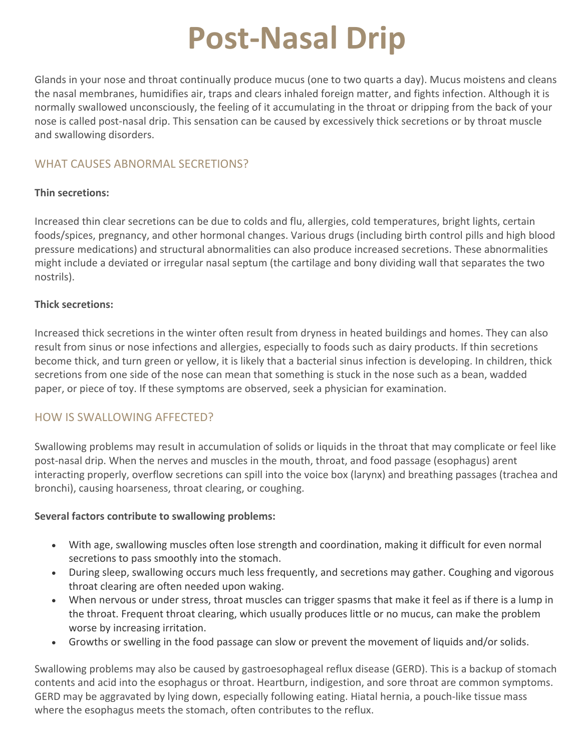# Post-Nasal Drip

Glands in your nose and throat continually produce mucus (one to two quarts a day). Mucus moistens and cleans the nasal membranes, humidifies air, traps and clears inhaled foreign matter, and fights infection. Although it is normally swallowed unconsciously, the feeling of it accumulating in the throat or dripping from the back of your nose is called post-nasal drip. This sensation can be caused by excessively thick secretions or by throat muscle and swallowing disorders.

## WHAT CAUSES ABNORMAL SECRETIONS?

**Thin secretions:**

Increased thin clear secretions can be due to colds and flu, allergies, cold temperatures, bright lights, certain foods/spices, pregnancy, and other hormonal changes. Various drugs (including birth control pills and high blood pressure medications) and structural abnormalities can also produce increased secretions. These abnormalities might include a deviated or irregular nasal septum (the cartilage and bony dividing wall that separates the two nostrils).

**Thick secretions:**

Increased thick secretions in the winter often result from dryness in heated buildings and homes. They can also result from sinus or nose infections and allergies, especially to foods such as dairy products. If thin secretions become thick, and turn green or yellow, it is likely that a bacterial sinus infection is developing. In children, thick secretions from one side of the nose can mean that something is stuck in the nose such as a bean, wadded paper, or piece of toy. If these symptoms are observed, seek a physician for examination.

## HOW IS SWALLOWING AFFECTED?

Swallowing problems may result in accumulation of solids or liquids in the throat that may complicate or feel like post-nasal drip. When the nerves and muscles in the mouth, throat, and food passage (esophagus) arent interacting properly, overflow secretions can spill into the voice box (larynx) and breathing passages (trachea and bronchi), causing hoarseness, throat clearing, or coughing.

**Several factors contribute to swallowing problems:**

- With age, swallowing muscles often lose strength and coordination, making it difficult for even normal secretions to pass smoothly into the stomach.
- During sleep, swallowing occurs much less frequently, and secretions may gather. Coughing and vigorous throat clearing are often needed upon waking.
- When nervous or under stress, throat muscles can trigger spasms that make it feel as if there is a lump in the throat. Frequent throat clearing, which usually produces little or no mucus, can make the problem worse by increasing irritation.
- Growths or swelling in the food passage can slow or prevent the movement of liquids and/or solids.

Swallowing problems may also be caused by gastroesophageal reflux disease (GERD). This is a backup of stomach contents and acid into the esophagus or throat. Heartburn, indigestion, and sore throat are common symptoms. GERD may be aggravated by lying down, especially following eating. Hiatal hernia, a pouch-like tissue mass where the esophagus meets the stomach, often contributes to the reflux.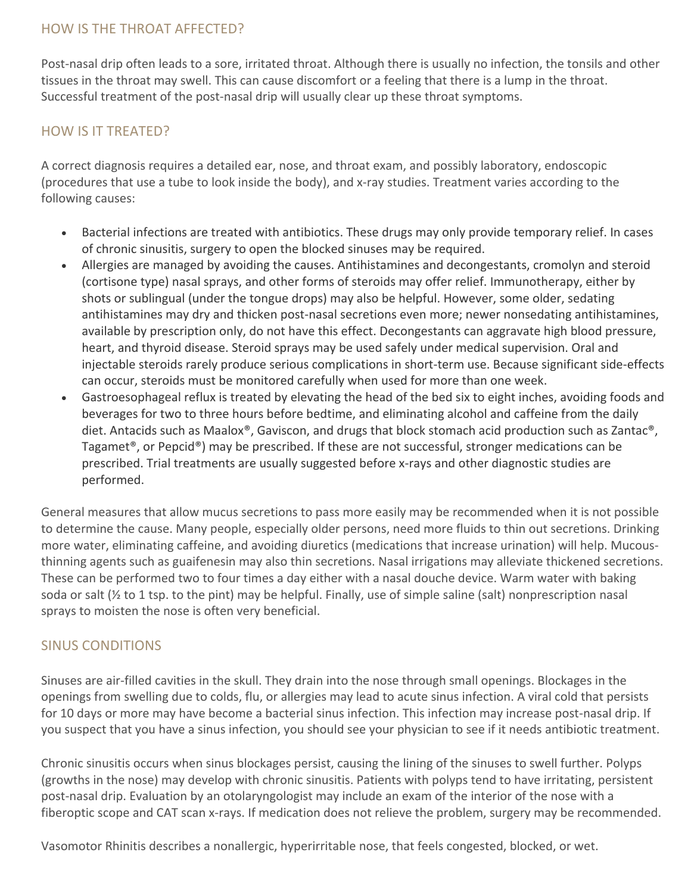## HOW IS THE THROAT AFFECTED?

Post-nasal drip often leads to a sore, irritated throat. Although there is usually no infection, the tonsils and other tissues in the throat may swell. This can cause discomfort or a feeling that there is a lump in the throat. Successful treatment of the post-nasal drip will usually clear up these throat symptoms.

## HOW IS IT TREATED?

A correct diagnosis requires a detailed ear, nose, and throat exam, and possibly laboratory, endoscopic (procedures that use a tube to look inside the body), and x-ray studies. Treatment varies according to the following causes:

- Bacterial infections are treated with antibiotics. These drugs may only provide temporary relief. In cases of chronic sinusitis, surgery to open the blocked sinuses may be required.
- Allergies are managed by avoiding the causes. Antihistamines and decongestants, cromolyn and steroid (cortisone type) nasal sprays, and other forms of steroids may offer relief. Immunotherapy, either by shots or sublingual (under the tongue drops) may also be helpful. However, some older, sedating antihistamines may dry and thicken post-nasal secretions even more; newer nonsedating antihistamines, available by prescription only, do not have this effect. Decongestants can aggravate high blood pressure, heart, and thyroid disease. Steroid sprays may be used safely under medical supervision. Oral and injectable steroids rarely produce serious complications in short-term use. Because significant side-effects can occur, steroids must be monitored carefully when used for more than one week.
- Gastroesophageal reflux is treated by elevating the head of the bed six to eight inches, avoiding foods and beverages for two to three hours before bedtime, and eliminating alcohol and caffeine from the daily diet. Antacids such as Maalox®, Gaviscon, and drugs that block stomach acid production such as Zantac®, Tagamet®, or Pepcid®) may be prescribed. If these are not successful, stronger medications can be prescribed. Trial treatments are usually suggested before x-rays and other diagnostic studies are performed.

General measures that allow mucus secretions to pass more easily may be recommended when it is not possible to determine the cause. Many people, especially older persons, need more fluids to thin out secretions. Drinking more water, eliminating caffeine, and avoiding diuretics (medications that increase urination) will help. Mucous-thinning agents such as guaifenesin may also thin secretions. Nasal irrigations may alleviate thickened secretions. These can be performed two to four times a day either with a nasal douche device. Warm water with baking soda or salt (½ to 1 tsp. to the pint) may be helpful. Finally, use of simple saline (salt) nonprescription nasal sprays to moisten the nose is often very beneficial.

## SINUS CONDITIONS

Sinuses are air-filled cavities in the skull. They drain into the nose through small openings. Blockages in the openings from swelling due to colds, flu, or allergies may lead to acute sinus infection. A viral cold that persists for 10 days or more may have become a bacterial sinus infection. This infection may increase post-nasal drip. If you suspect that you have a sinus infection, you should see your physician to see if it needs antibiotic treatment.

Chronic sinusitis occurs when sinus blockages persist, causing the lining of the sinuses to swell further. Polyps (growths in the nose) may develop with chronic sinusitis. Patients with polyps tend to have irritating, persistent post-nasal drip. Evaluation by an otolaryngologist may include an exam of the interior of the nose with a fiberoptic scope and CAT scan x-rays. If medication does not relieve the problem, surgery may be recommended.

Vasomotor Rhinitis describes a nonallergic, hyperirritable nose, that feels congested, blocked, or wet.